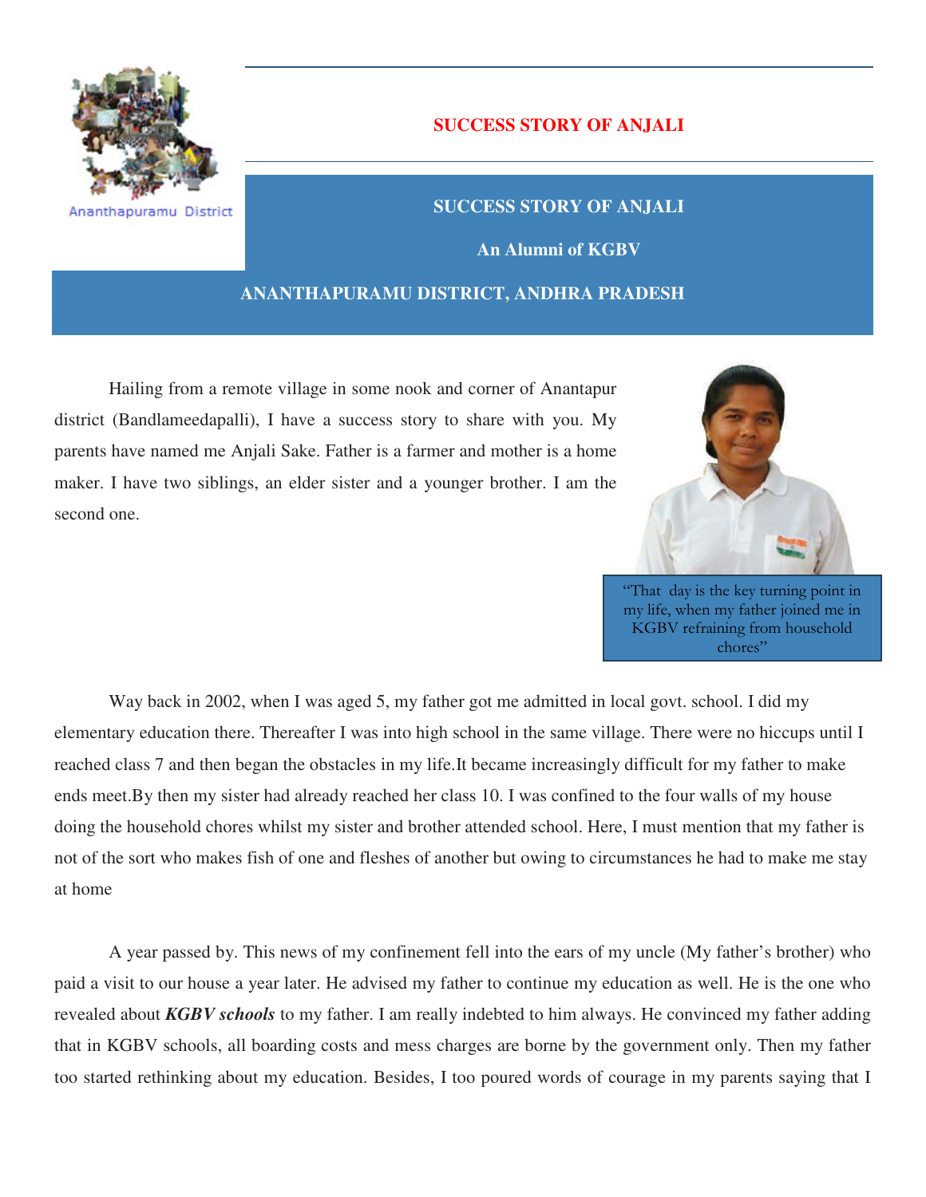Ananthapuramu District

# SUCCESS STORY OF ANJALI

**SUCCESS STORY OF ANJALI**

**An Alumni of KGBV**

**ANANTHAPURAMU DISTRICT, ANDHRA PRADESH**

Hailing from a remote village in some nook and corner of Anantapur district (Bandlameedapalli), I have a success story to share with you. My parents have named me Anjali Sake. Father is a farmer and mother is a home maker. I have two siblings, an elder sister and a younger brother. I am the second one.

"That day is the key turning point in my life, when my father joined me in KGBV refraining from household chores"

Way back in 2002, when I was aged 5, my father got me admitted in local govt. school. I did my elementary education there. Thereafter I was into high school in the same village. There were no hiccups until I reached class 7 and then began the obstacles in my life.It became increasingly difficult for my father to make ends meet.By then my sister had already reached her class 10. I was confined to the four walls of my house doing the household chores whilst my sister and brother attended school. Here, I must mention that my father is not of the sort who makes fish of one and fleshes of another but owing to circumstances he had to make me stay at home

A year passed by. This news of my confinement fell into the ears of my uncle (My father's brother) who paid a visit to our house a year later. He advised my father to continue my education as well. He is the one who revealed about ***KGBV schools*** to my father. I am really indebted to him always. He convinced my father adding that in KGBV schools, all boarding costs and mess charges are borne by the government only. Then my father too started rethinking about my education. Besides, I too poured words of courage in my parents saying that I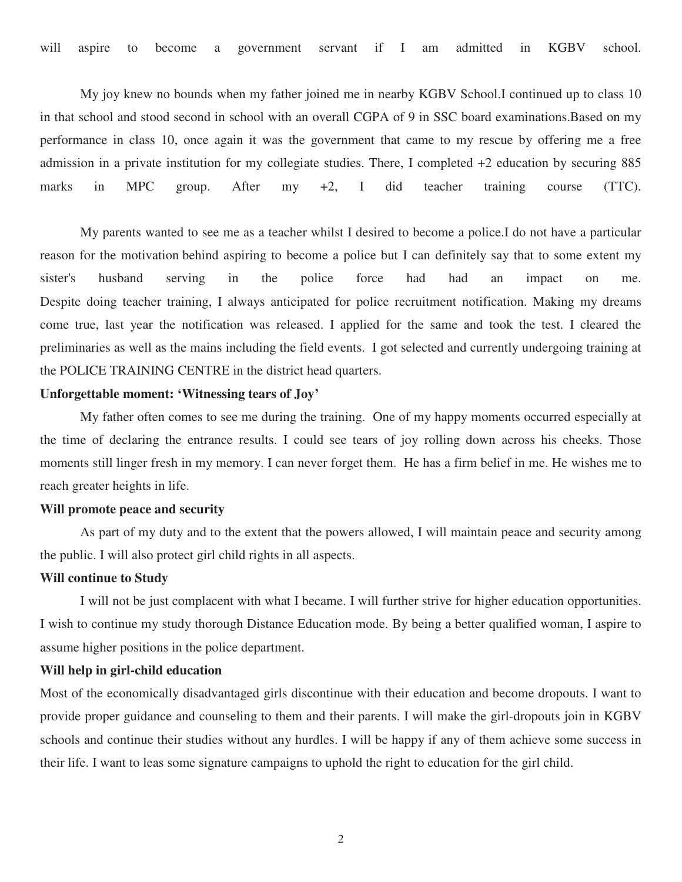will aspire to become a government servant if I am admitted in KGBV school.

My joy knew no bounds when my father joined me in nearby KGBV School.I continued up to class 10 in that school and stood second in school with an overall CGPA of 9 in SSC board examinations.Based on my performance in class 10, once again it was the government that came to my rescue by offering me a free admission in a private institution for my collegiate studies. There, I completed +2 education by securing 885 marks in MPC group. After my +2, I did teacher training course (TTC).

My parents wanted to see me as a teacher whilst I desired to become a police.I do not have a particular reason for the motivation behind aspiring to become a police but I can definitely say that to some extent my sister's husband serving in the police force had had an impact on me. Despite doing teacher training, I always anticipated for police recruitment notification. Making my dreams come true, last year the notification was released. I applied for the same and took the test. I cleared the preliminaries as well as the mains including the field events. I got selected and currently undergoing training at the POLICE TRAINING CENTRE in the district head quarters.

**Unforgettable moment: 'Witnessing tears of Joy'**

My father often comes to see me during the training. One of my happy moments occurred especially at the time of declaring the entrance results. I could see tears of joy rolling down across his cheeks. Those moments still linger fresh in my memory. I can never forget them. He has a firm belief in me. He wishes me to reach greater heights in life.

**Will promote peace and security**

As part of my duty and to the extent that the powers allowed, I will maintain peace and security among the public. I will also protect girl child rights in all aspects.

**Will continue to Study**

I will not be just complacent with what I became. I will further strive for higher education opportunities. I wish to continue my study thorough Distance Education mode. By being a better qualified woman, I aspire to assume higher positions in the police department.

**Will help in girl-child education**

Most of the economically disadvantaged girls discontinue with their education and become dropouts. I want to provide proper guidance and counseling to them and their parents. I will make the girl-dropouts join in KGBV schools and continue their studies without any hurdles. I will be happy if any of them achieve some success in their life. I want to leas some signature campaigns to uphold the right to education for the girl child.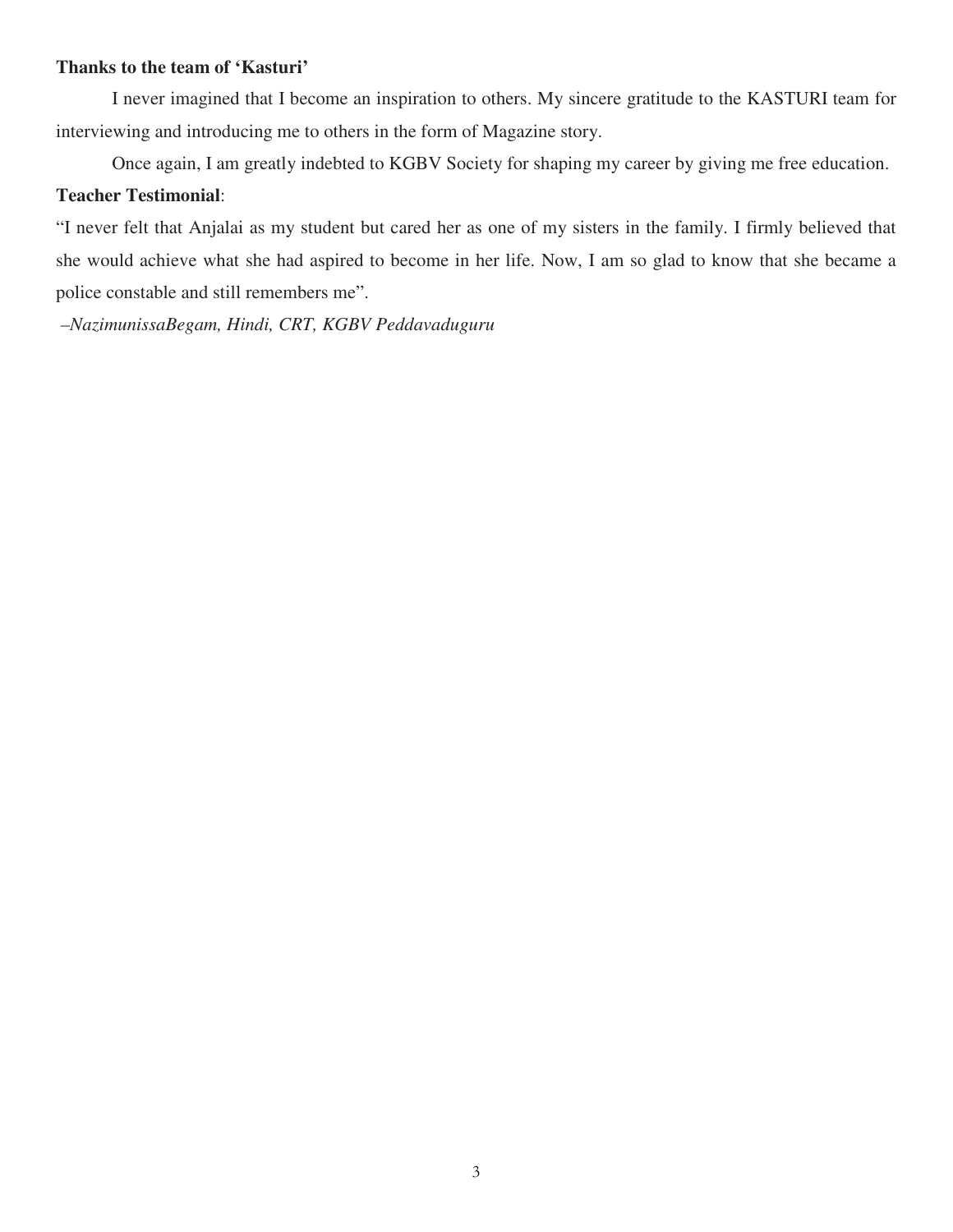**Thanks to the team of 'Kasturi'**

I never imagined that I become an inspiration to others. My sincere gratitude to the KASTURI team for interviewing and introducing me to others in the form of Magazine story.

Once again, I am greatly indebted to KGBV Society for shaping my career by giving me free education.

**Teacher Testimonial**:

"I never felt that Anjalai as my student but cared her as one of my sisters in the family. I firmly believed that she would achieve what she had aspired to become in her life. Now, I am so glad to know that she became a police constable and still remembers me".

*–NazimunissaBegam, Hindi, CRT, KGBV Peddavaduguru*